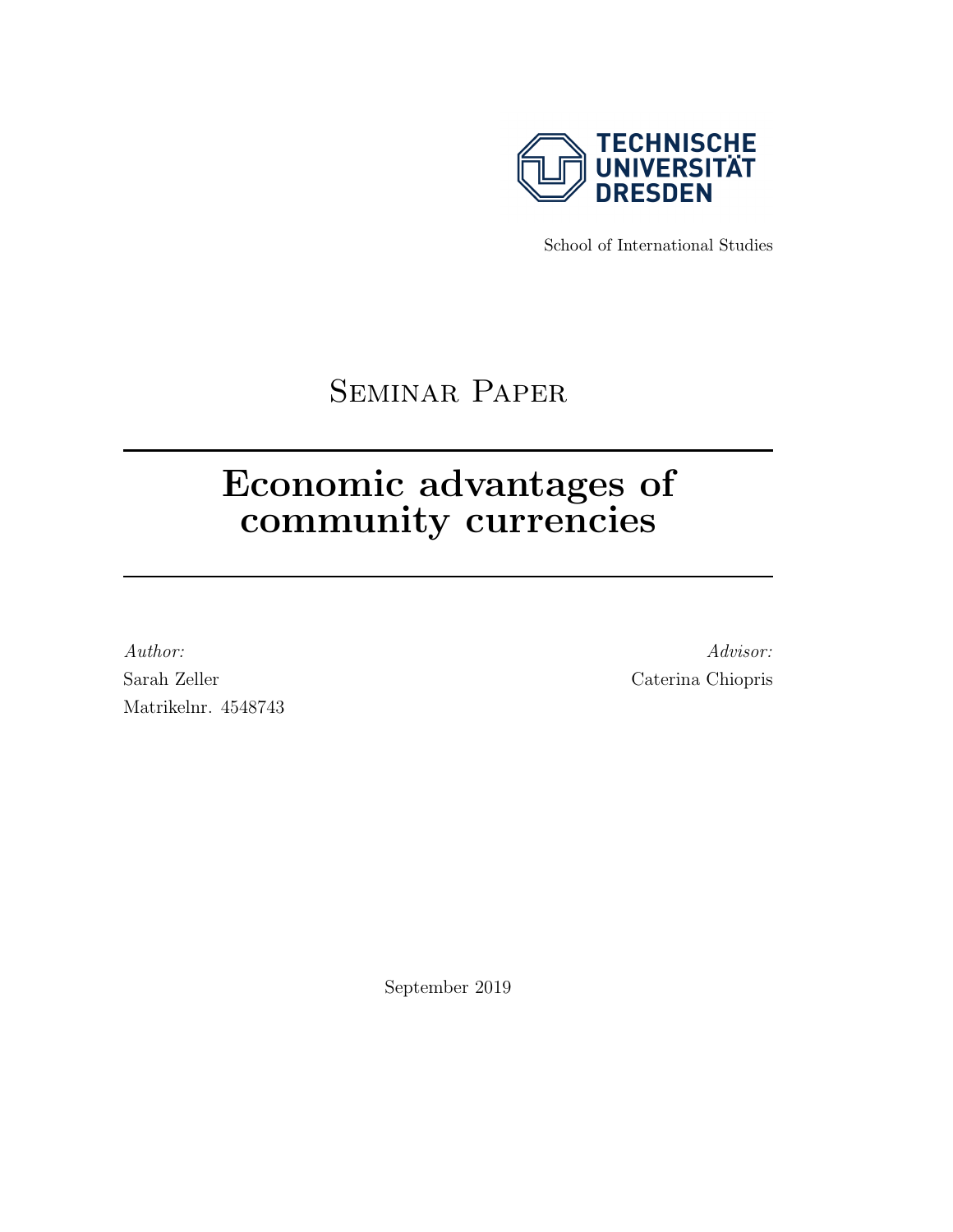TECHNISCHE UNIVERSITÄT DRESDEN

School of International Studies

## Seminar Paper

# Economic advantages of community currencies

*Author:*
Sarah Zeller
Matrikelnr. 4548743

*Advisor:*
Caterina Chiopris

September 2019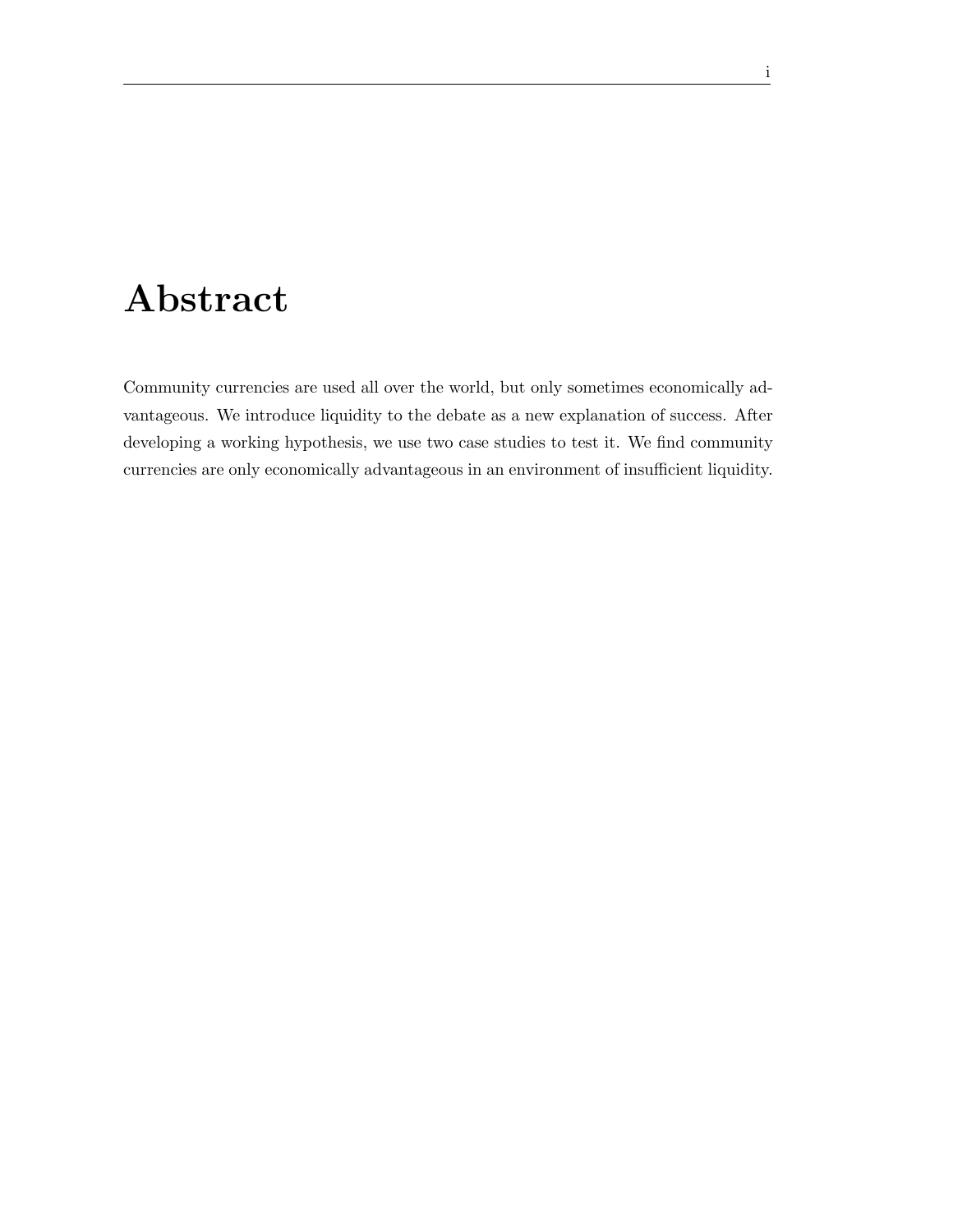# Abstract

Community currencies are used all over the world, but only sometimes economically advantageous. We introduce liquidity to the debate as a new explanation of success. After developing a working hypothesis, we use two case studies to test it. We find community currencies are only economically advantageous in an environment of insufficient liquidity.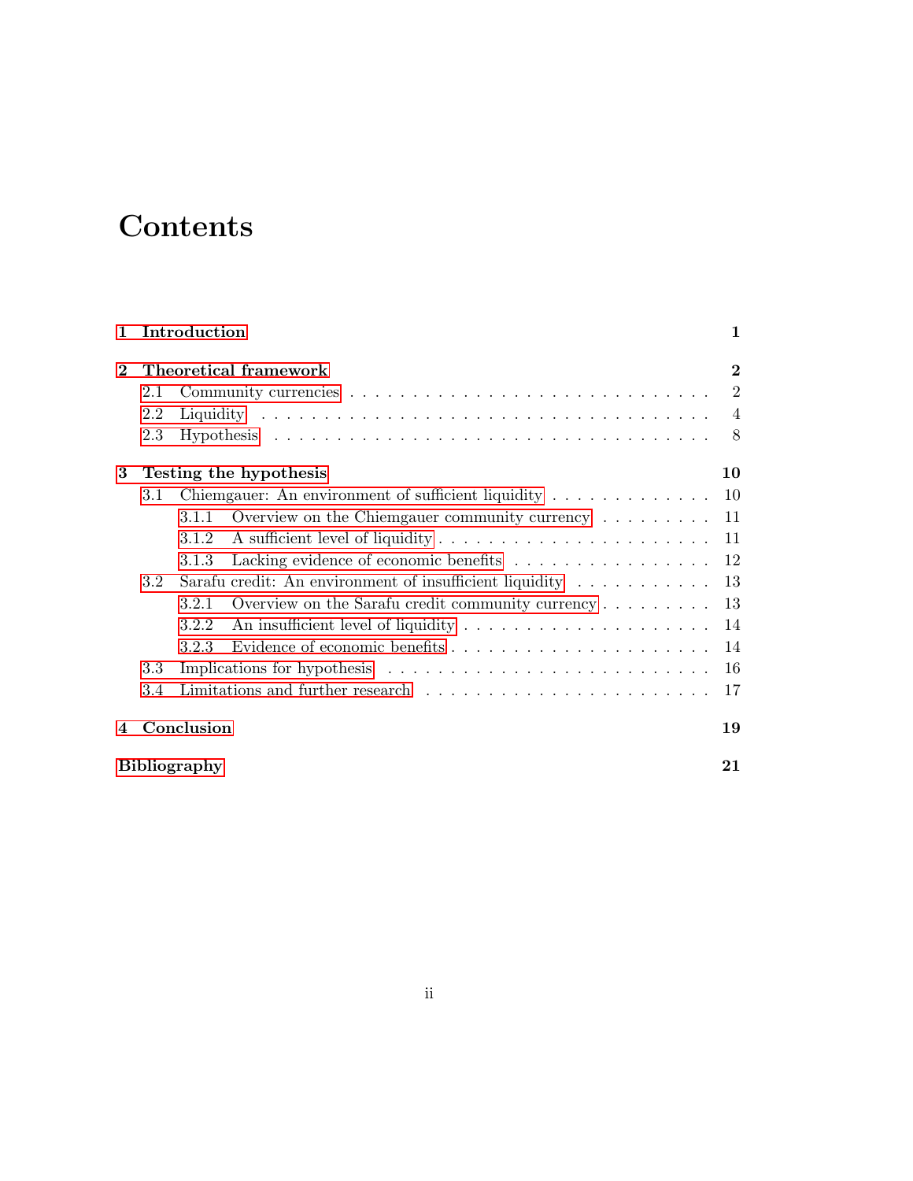# Contents

**1 Introduction** **1**

**2 Theoretical framework** **2**

- 2.1 Community currencies . . . . . . . . . . 2
- 2.2 Liquidity . . . . . . . . . . 4
- 2.3 Hypothesis . . . . . . . . . . 8

**3 Testing the hypothesis** **10**

- 3.1 Chiemgauer: An environment of sufficient liquidity . . . . . . . . . . 10
  - 3.1.1 Overview on the Chiemgauer community currency . . . . . . . . . . 11
  - 3.1.2 A sufficient level of liquidity . . . . . . . . . . 11
  - 3.1.3 Lacking evidence of economic benefits . . . . . . . . . . 12
- 3.2 Sarafu credit: An environment of insufficient liquidity . . . . . . . . . . 13
  - 3.2.1 Overview on the Sarafu credit community currency . . . . . . . . . . 13
  - 3.2.2 An insufficient level of liquidity . . . . . . . . . . 14
  - 3.2.3 Evidence of economic benefits . . . . . . . . . . 14
- 3.3 Implications for hypothesis . . . . . . . . . . 16
- 3.4 Limitations and further research . . . . . . . . . . 17

**4 Conclusion** **19**

**Bibliography** **21**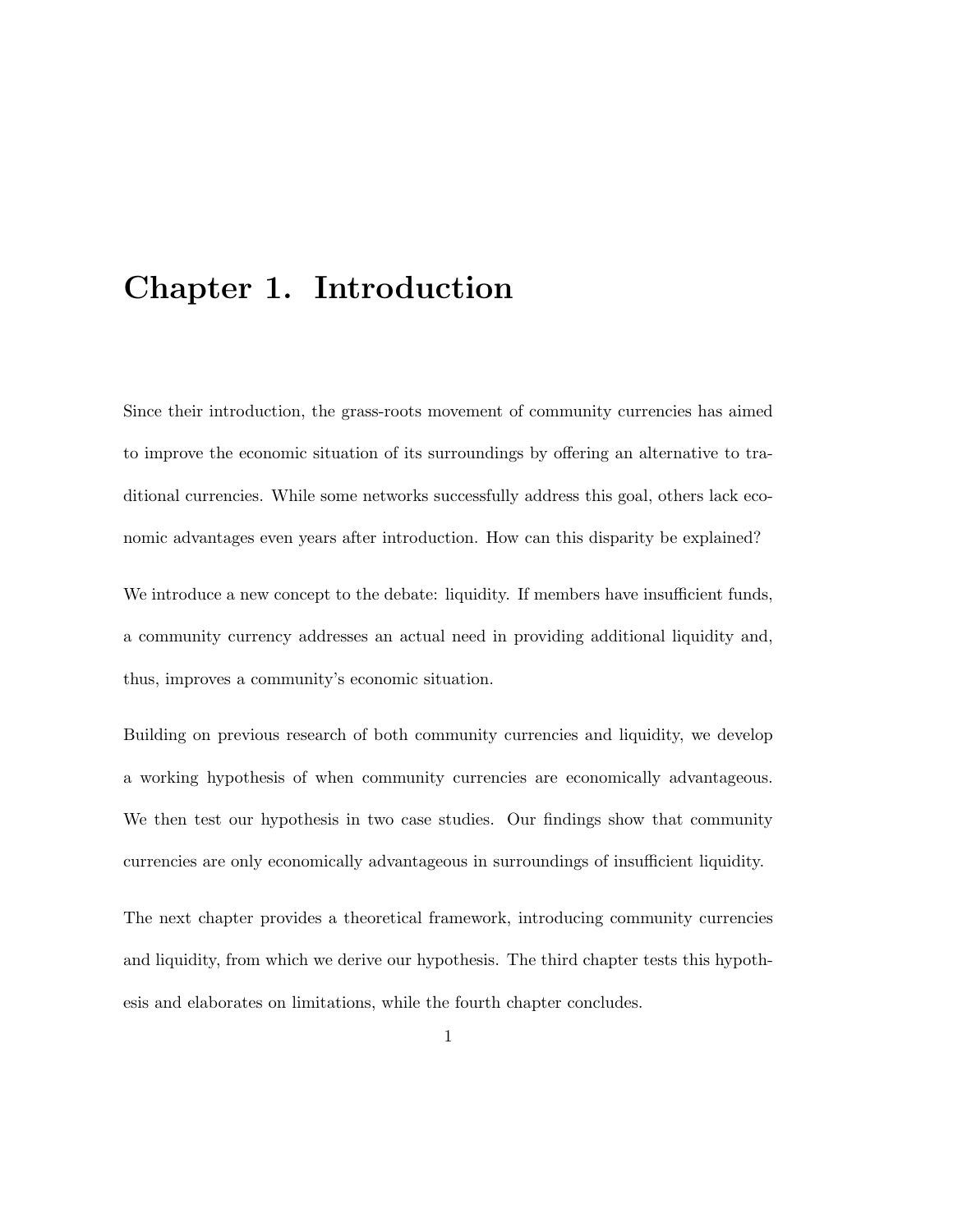# Chapter 1. Introduction

Since their introduction, the grass-roots movement of community currencies has aimed to improve the economic situation of its surroundings by offering an alternative to traditional currencies. While some networks successfully address this goal, others lack economic advantages even years after introduction. How can this disparity be explained?

We introduce a new concept to the debate: liquidity. If members have insufficient funds, a community currency addresses an actual need in providing additional liquidity and, thus, improves a community's economic situation.

Building on previous research of both community currencies and liquidity, we develop a working hypothesis of when community currencies are economically advantageous. We then test our hypothesis in two case studies. Our findings show that community currencies are only economically advantageous in surroundings of insufficient liquidity.

The next chapter provides a theoretical framework, introducing community currencies and liquidity, from which we derive our hypothesis. The third chapter tests this hypothesis and elaborates on limitations, while the fourth chapter concludes.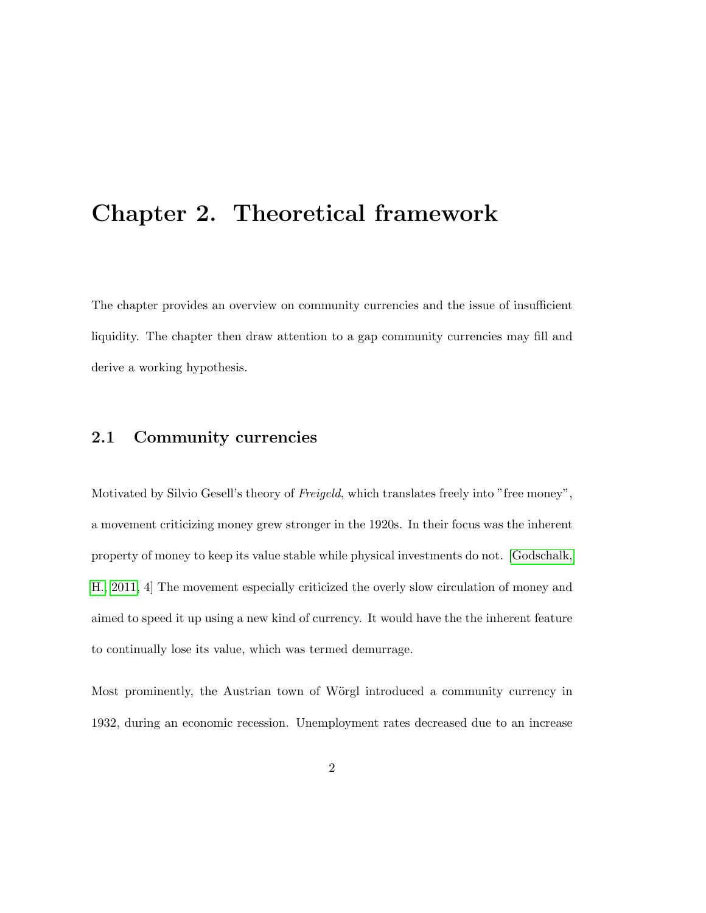# Chapter 2. Theoretical framework

The chapter provides an overview on community currencies and the issue of insufficient liquidity. The chapter then draw attention to a gap community currencies may fill and derive a working hypothesis.

## 2.1 Community currencies

Motivated by Silvio Gesell's theory of *Freigeld*, which translates freely into "free money", a movement criticizing money grew stronger in the 1920s. In their focus was the inherent property of money to keep its value stable while physical investments do not. [Godschalk, H., 2011, 4] The movement especially criticized the overly slow circulation of money and aimed to speed it up using a new kind of currency. It would have the the inherent feature to continually lose its value, which was termed demurrage.

Most prominently, the Austrian town of Wörgl introduced a community currency in 1932, during an economic recession. Unemployment rates decreased due to an increase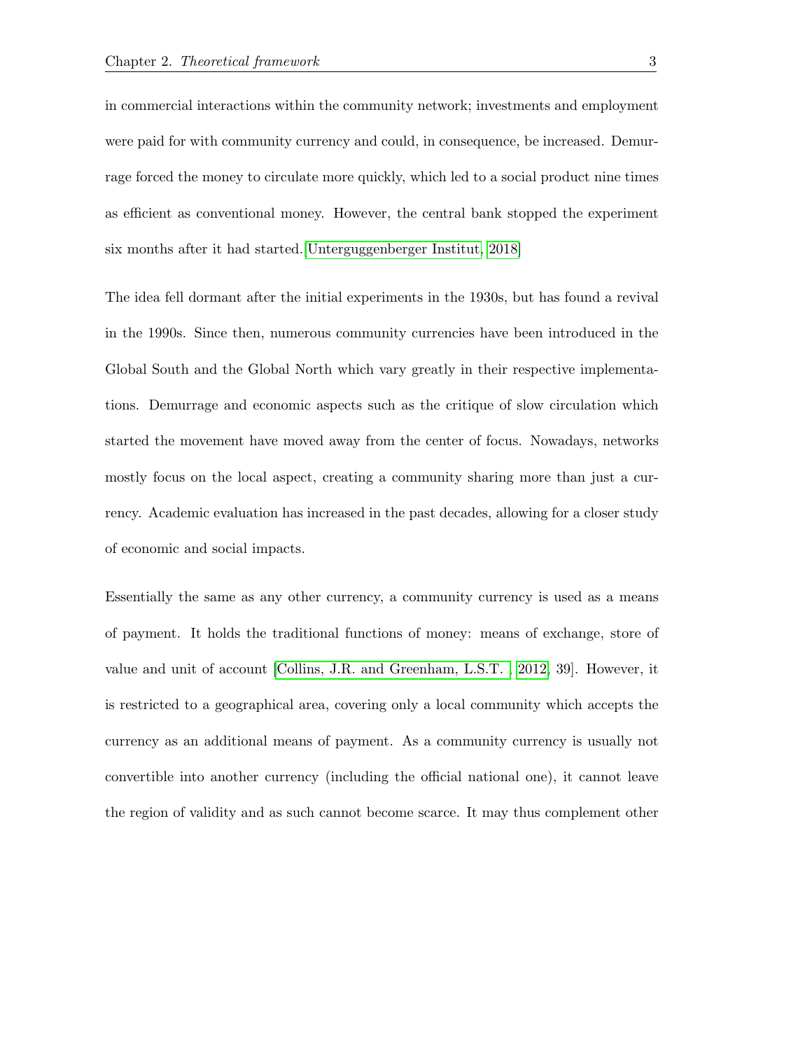in commercial interactions within the community network; investments and employment were paid for with community currency and could, in consequence, be increased. Demurrage forced the money to circulate more quickly, which led to a social product nine times as efficient as conventional money. However, the central bank stopped the experiment six months after it had started. [Unterguggenberger Institut, 2018]

The idea fell dormant after the initial experiments in the 1930s, but has found a revival in the 1990s. Since then, numerous community currencies have been introduced in the Global South and the Global North which vary greatly in their respective implementations. Demurrage and economic aspects such as the critique of slow circulation which started the movement have moved away from the center of focus. Nowadays, networks mostly focus on the local aspect, creating a community sharing more than just a currency. Academic evaluation has increased in the past decades, allowing for a closer study of economic and social impacts.

Essentially the same as any other currency, a community currency is used as a means of payment. It holds the traditional functions of money: means of exchange, store of value and unit of account [Collins, J.R. and Greenham, L.S.T. , 2012, 39]. However, it is restricted to a geographical area, covering only a local community which accepts the currency as an additional means of payment. As a community currency is usually not convertible into another currency (including the official national one), it cannot leave the region of validity and as such cannot become scarce. It may thus complement other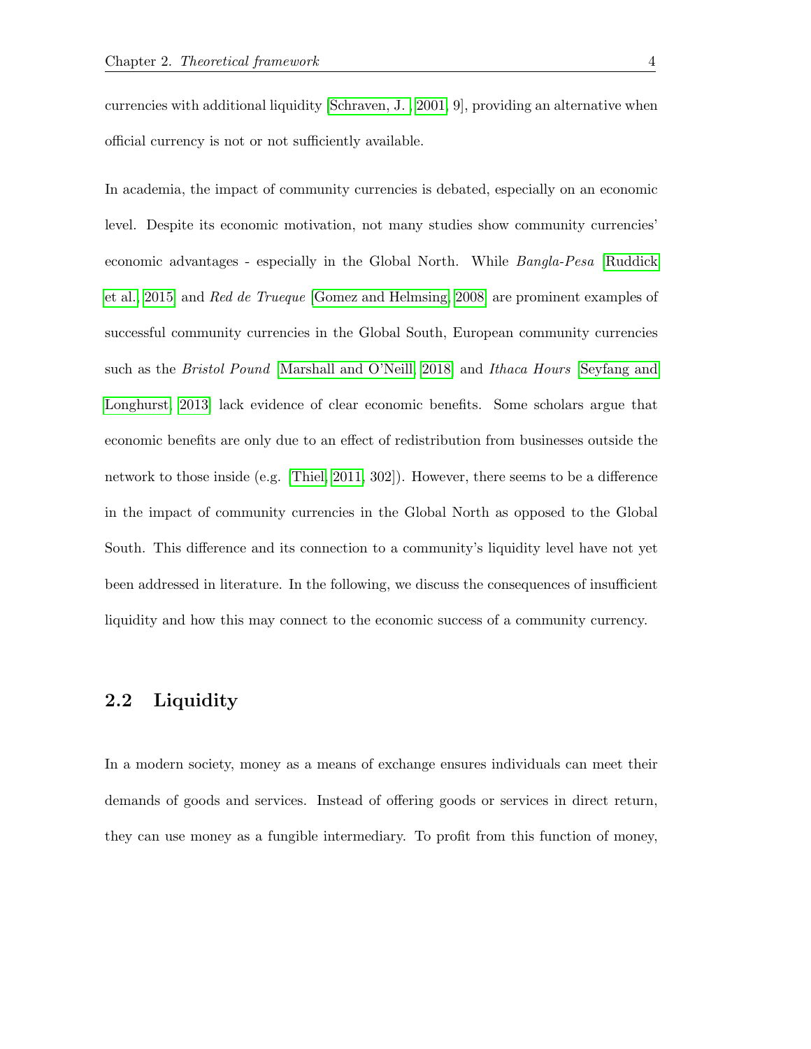currencies with additional liquidity [Schraven, J., 2001, 9], providing an alternative when official currency is not or not sufficiently available.

In academia, the impact of community currencies is debated, especially on an economic level. Despite its economic motivation, not many studies show community currencies' economic advantages - especially in the Global North. While *Bangla-Pesa* [Ruddick et al., 2015] and *Red de Trueque* [Gomez and Helmsing, 2008] are prominent examples of successful community currencies in the Global South, European community currencies such as the *Bristol Pound* [Marshall and O'Neill, 2018] and *Ithaca Hours* [Seyfang and Longhurst, 2013] lack evidence of clear economic benefits. Some scholars argue that economic benefits are only due to an effect of redistribution from businesses outside the network to those inside (e.g. [Thiel, 2011, 302]). However, there seems to be a difference in the impact of community currencies in the Global North as opposed to the Global South. This difference and its connection to a community's liquidity level have not yet been addressed in literature. In the following, we discuss the consequences of insufficient liquidity and how this may connect to the economic success of a community currency.

## 2.2 Liquidity

In a modern society, money as a means of exchange ensures individuals can meet their demands of goods and services. Instead of offering goods or services in direct return, they can use money as a fungible intermediary. To profit from this function of money,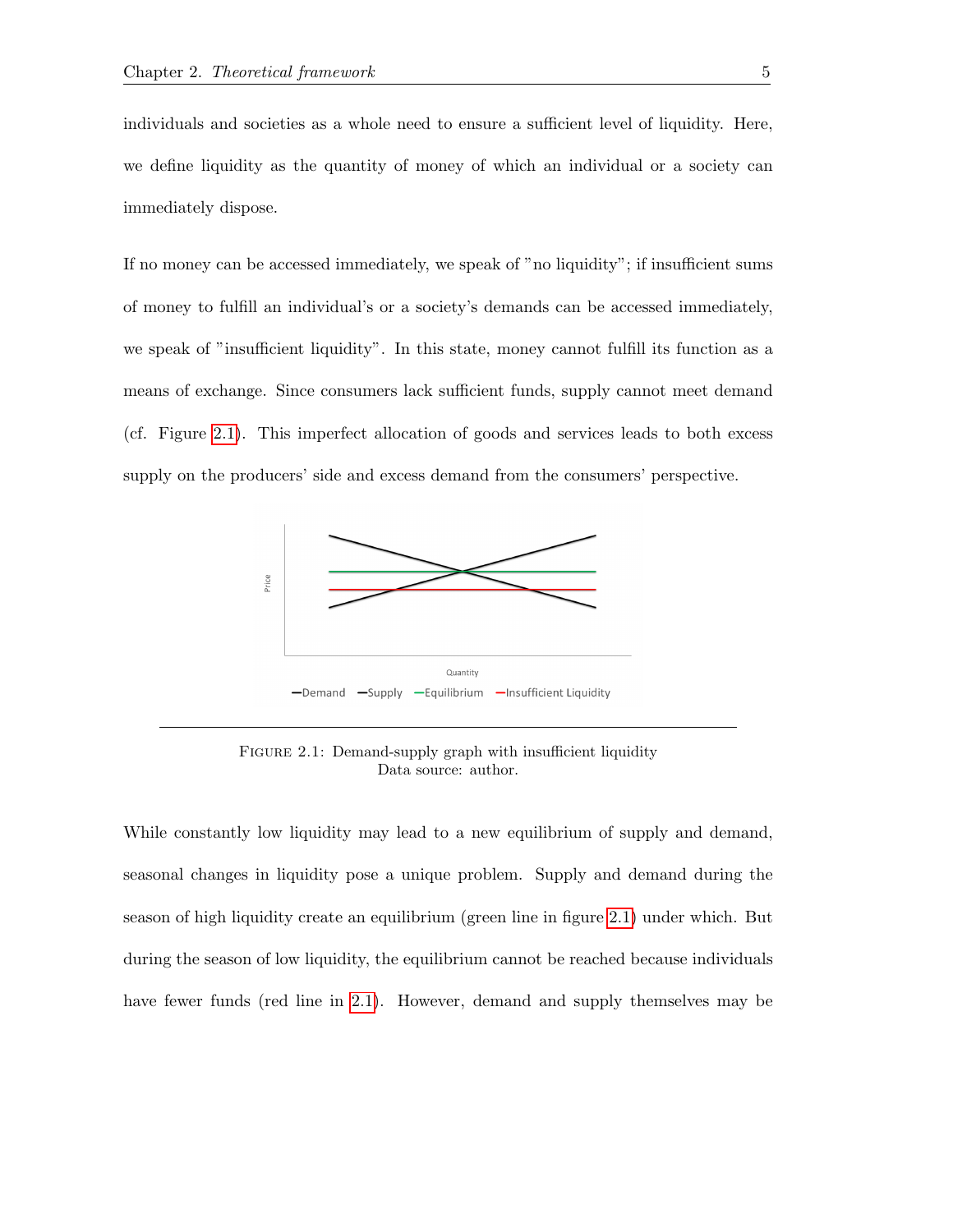individuals and societies as a whole need to ensure a sufficient level of liquidity. Here, we define liquidity as the quantity of money of which an individual or a society can immediately dispose.

If no money can be accessed immediately, we speak of "no liquidity"; if insufficient sums of money to fulfill an individual's or a society's demands can be accessed immediately, we speak of "insufficient liquidity". In this state, money cannot fulfill its function as a means of exchange. Since consumers lack sufficient funds, supply cannot meet demand (cf. Figure 2.1). This imperfect allocation of goods and services leads to both excess supply on the producers' side and excess demand from the consumers' perspective.

Figure 2.1: Demand-supply graph with insufficient liquidity
Data source: author.

While constantly low liquidity may lead to a new equilibrium of supply and demand, seasonal changes in liquidity pose a unique problem. Supply and demand during the season of high liquidity create an equilibrium (green line in figure 2.1) under which. But during the season of low liquidity, the equilibrium cannot be reached because individuals have fewer funds (red line in 2.1). However, demand and supply themselves may be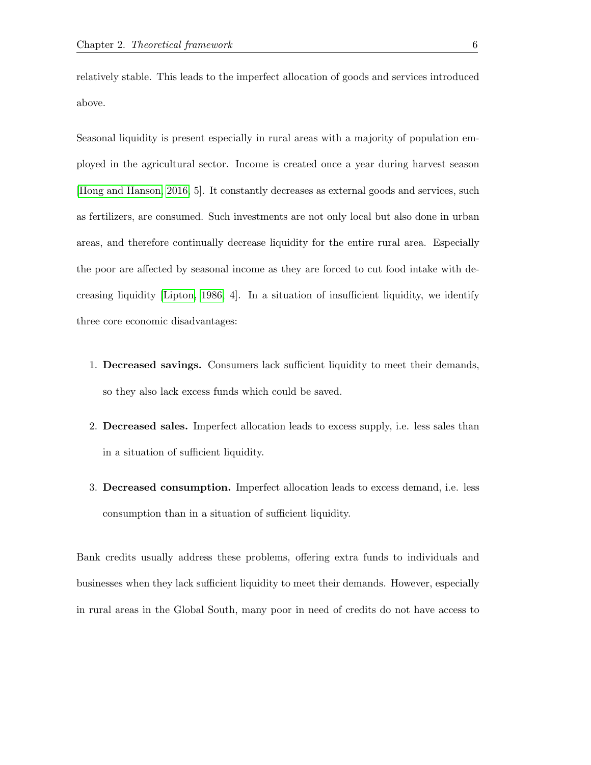relatively stable. This leads to the imperfect allocation of goods and services introduced above.

Seasonal liquidity is present especially in rural areas with a majority of population employed in the agricultural sector. Income is created once a year during harvest season [Hong and Hanson, 2016, 5]. It constantly decreases as external goods and services, such as fertilizers, are consumed. Such investments are not only local but also done in urban areas, and therefore continually decrease liquidity for the entire rural area. Especially the poor are affected by seasonal income as they are forced to cut food intake with decreasing liquidity [Lipton, 1986, 4]. In a situation of insufficient liquidity, we identify three core economic disadvantages:

1. **Decreased savings.** Consumers lack sufficient liquidity to meet their demands, so they also lack excess funds which could be saved.
2. **Decreased sales.** Imperfect allocation leads to excess supply, i.e. less sales than in a situation of sufficient liquidity.
3. **Decreased consumption.** Imperfect allocation leads to excess demand, i.e. less consumption than in a situation of sufficient liquidity.

Bank credits usually address these problems, offering extra funds to individuals and businesses when they lack sufficient liquidity to meet their demands. However, especially in rural areas in the Global South, many poor in need of credits do not have access to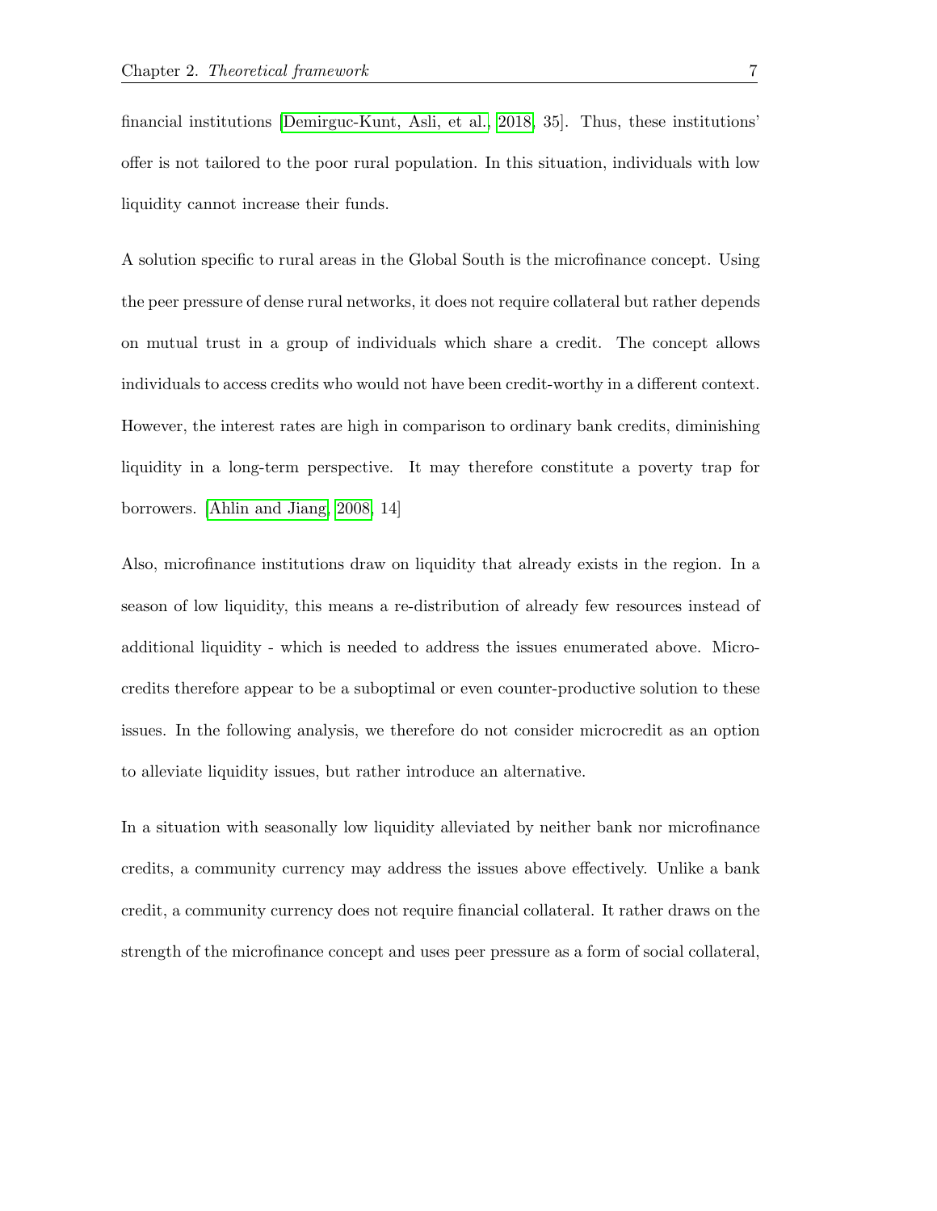financial institutions [Demirguc-Kunt, Asli, et al., 2018, 35]. Thus, these institutions' offer is not tailored to the poor rural population. In this situation, individuals with low liquidity cannot increase their funds.

A solution specific to rural areas in the Global South is the microfinance concept. Using the peer pressure of dense rural networks, it does not require collateral but rather depends on mutual trust in a group of individuals which share a credit. The concept allows individuals to access credits who would not have been credit-worthy in a different context. However, the interest rates are high in comparison to ordinary bank credits, diminishing liquidity in a long-term perspective. It may therefore constitute a poverty trap for borrowers. [Ahlin and Jiang, 2008, 14]

Also, microfinance institutions draw on liquidity that already exists in the region. In a season of low liquidity, this means a re-distribution of already few resources instead of additional liquidity - which is needed to address the issues enumerated above. Microcredits therefore appear to be a suboptimal or even counter-productive solution to these issues. In the following analysis, we therefore do not consider microcredit as an option to alleviate liquidity issues, but rather introduce an alternative.

In a situation with seasonally low liquidity alleviated by neither bank nor microfinance credits, a community currency may address the issues above effectively. Unlike a bank credit, a community currency does not require financial collateral. It rather draws on the strength of the microfinance concept and uses peer pressure as a form of social collateral,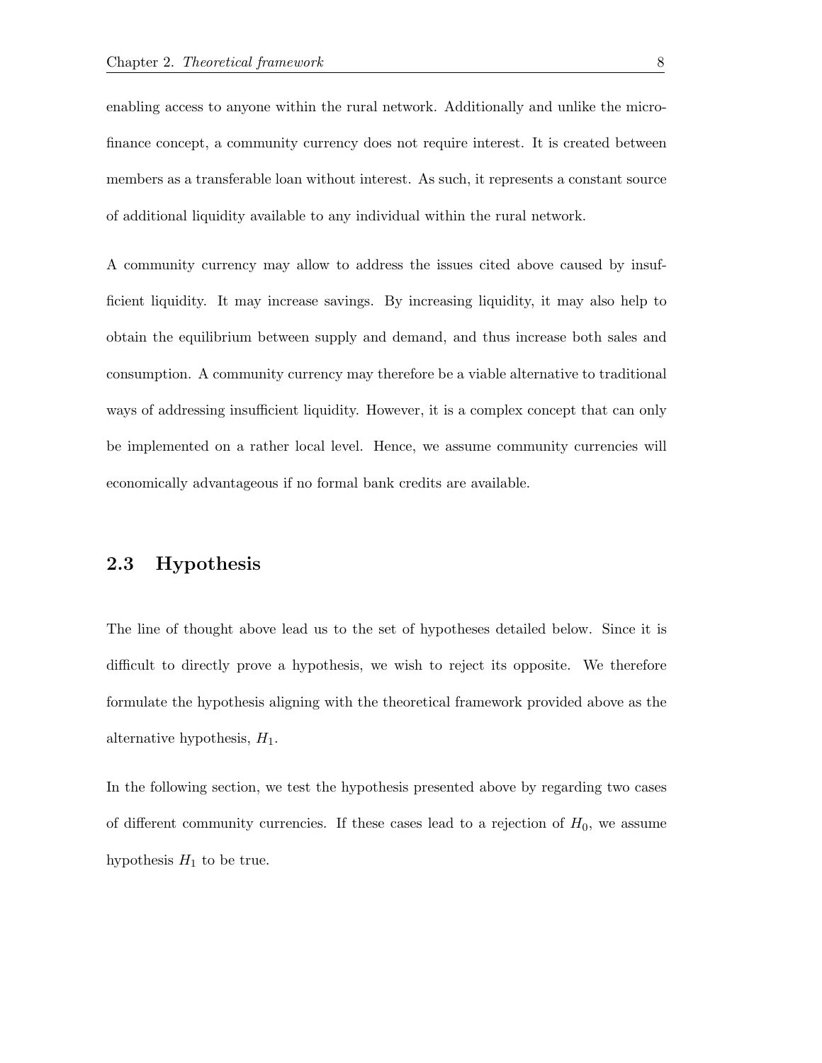enabling access to anyone within the rural network. Additionally and unlike the microfinance concept, a community currency does not require interest. It is created between members as a transferable loan without interest. As such, it represents a constant source of additional liquidity available to any individual within the rural network.

A community currency may allow to address the issues cited above caused by insufficient liquidity. It may increase savings. By increasing liquidity, it may also help to obtain the equilibrium between supply and demand, and thus increase both sales and consumption. A community currency may therefore be a viable alternative to traditional ways of addressing insufficient liquidity. However, it is a complex concept that can only be implemented on a rather local level. Hence, we assume community currencies will economically advantageous if no formal bank credits are available.

## 2.3 Hypothesis

The line of thought above lead us to the set of hypotheses detailed below. Since it is difficult to directly prove a hypothesis, we wish to reject its opposite. We therefore formulate the hypothesis aligning with the theoretical framework provided above as the alternative hypothesis, $H_1$.

In the following section, we test the hypothesis presented above by regarding two cases of different community currencies. If these cases lead to a rejection of $H_0$, we assume hypothesis $H_1$ to be true.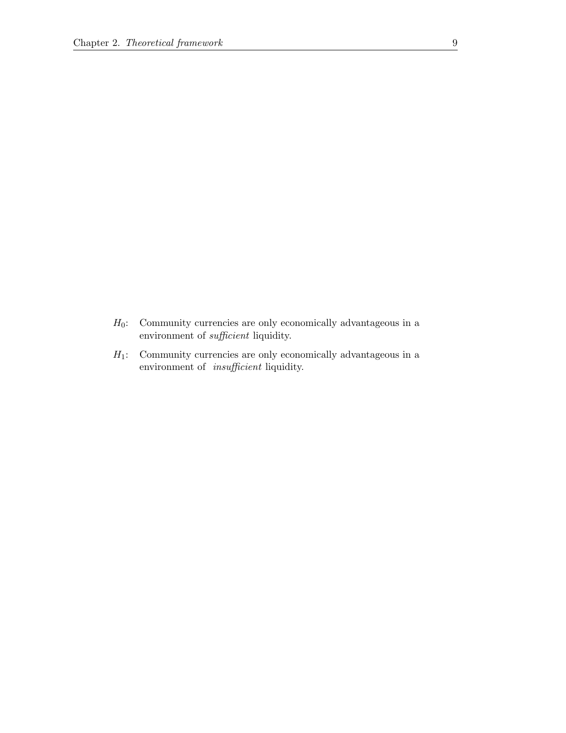$H_0$: Community currencies are only economically advantageous in a environment of *sufficient* liquidity.

$H_1$: Community currencies are only economically advantageous in a environment of *insufficient* liquidity.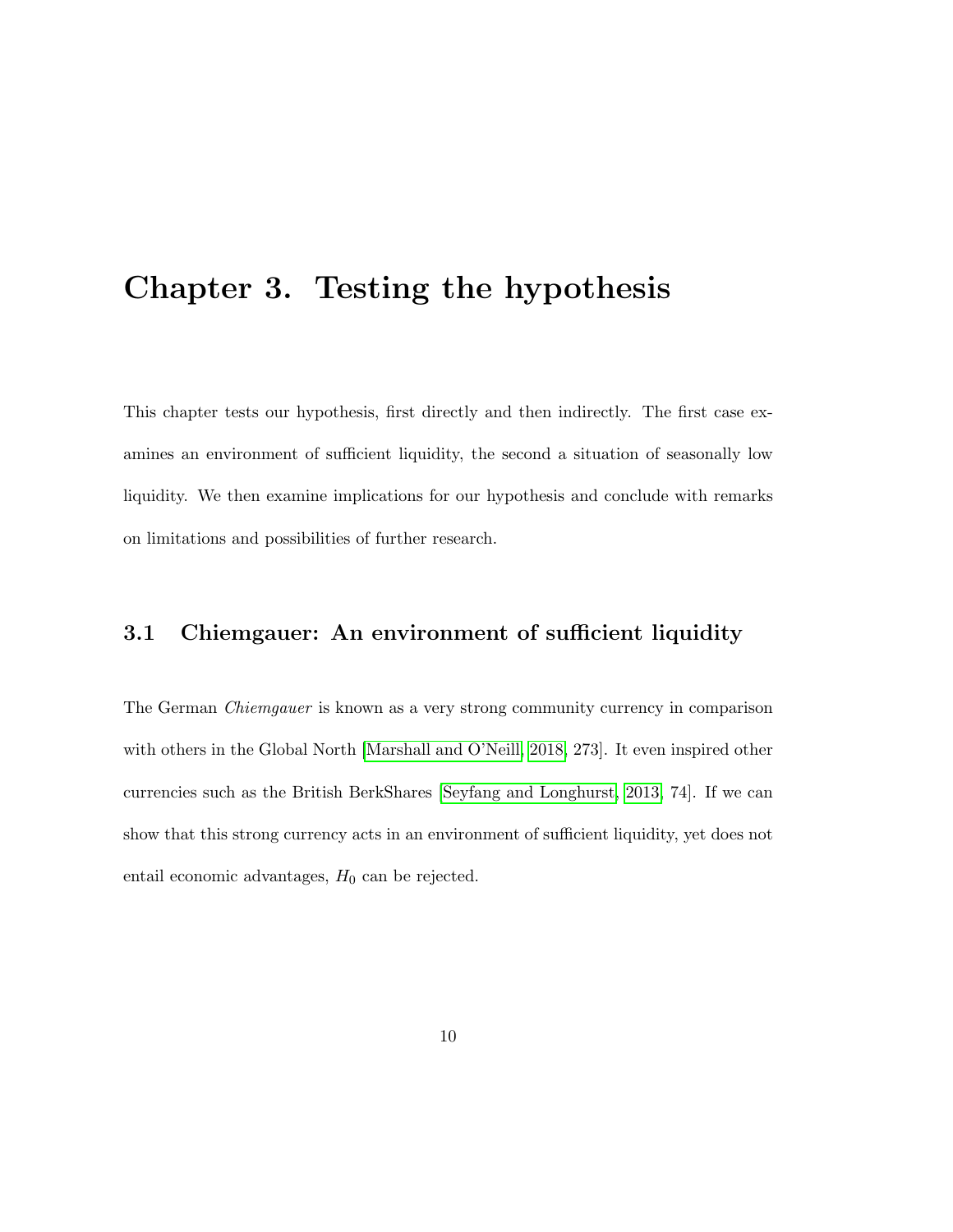# Chapter 3. Testing the hypothesis

This chapter tests our hypothesis, first directly and then indirectly. The first case examines an environment of sufficient liquidity, the second a situation of seasonally low liquidity. We then examine implications for our hypothesis and conclude with remarks on limitations and possibilities of further research.

## 3.1 Chiemgauer: An environment of sufficient liquidity

The German *Chiemgauer* is known as a very strong community currency in comparison with others in the Global North [Marshall and O'Neill, 2018, 273]. It even inspired other currencies such as the British BerkShares [Seyfang and Longhurst, 2013, 74]. If we can show that this strong currency acts in an environment of sufficient liquidity, yet does not entail economic advantages, $H_0$ can be rejected.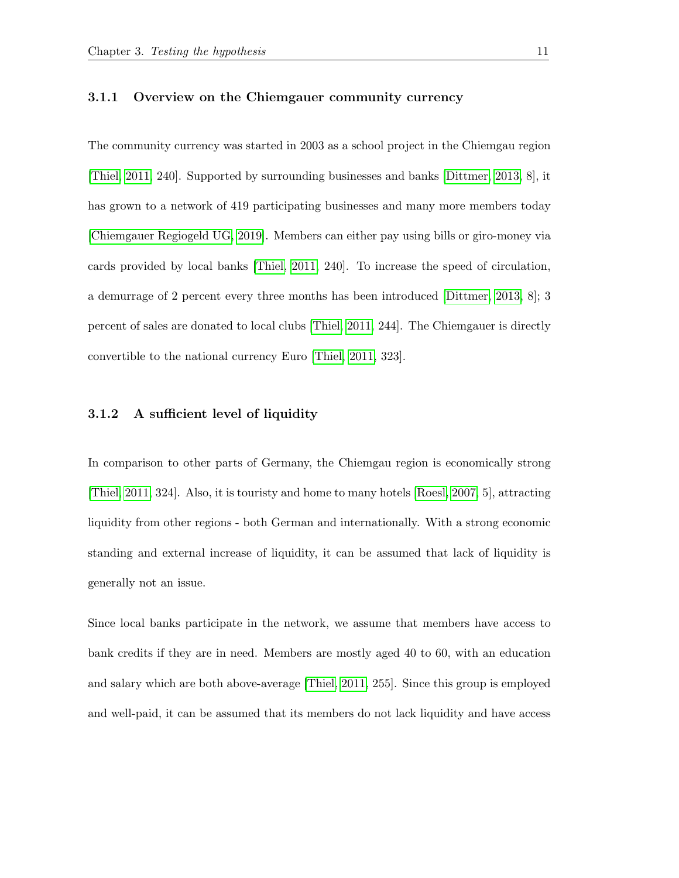### 3.1.1 Overview on the Chiemgauer community currency

The community currency was started in 2003 as a school project in the Chiemgau region [Thiel, 2011, 240]. Supported by surrounding businesses and banks [Dittmer, 2013, 8], it has grown to a network of 419 participating businesses and many more members today [Chiemgauer Regiogeld UG, 2019]. Members can either pay using bills or giro-money via cards provided by local banks [Thiel, 2011, 240]. To increase the speed of circulation, a demurrage of 2 percent every three months has been introduced [Dittmer, 2013, 8]; 3 percent of sales are donated to local clubs [Thiel, 2011, 244]. The Chiemgauer is directly convertible to the national currency Euro [Thiel, 2011, 323].

### 3.1.2 A sufficient level of liquidity

In comparison to other parts of Germany, the Chiemgau region is economically strong [Thiel, 2011, 324]. Also, it is touristy and home to many hotels [Roesl, 2007, 5], attracting liquidity from other regions - both German and internationally. With a strong economic standing and external increase of liquidity, it can be assumed that lack of liquidity is generally not an issue.

Since local banks participate in the network, we assume that members have access to bank credits if they are in need. Members are mostly aged 40 to 60, with an education and salary which are both above-average [Thiel, 2011, 255]. Since this group is employed and well-paid, it can be assumed that its members do not lack liquidity and have access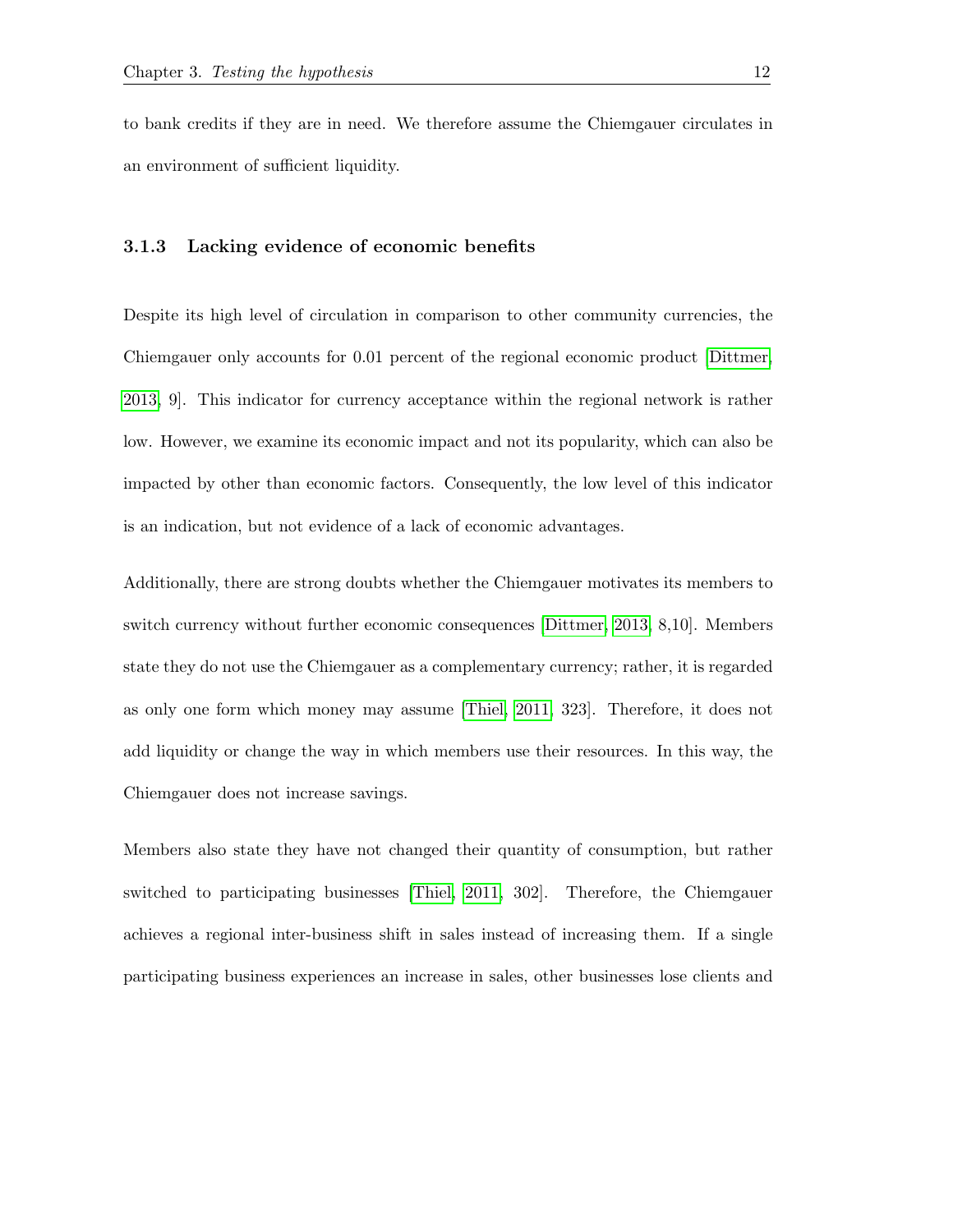to bank credits if they are in need. We therefore assume the Chiemgauer circulates in an environment of sufficient liquidity.

### 3.1.3 Lacking evidence of economic benefits

Despite its high level of circulation in comparison to other community currencies, the Chiemgauer only accounts for 0.01 percent of the regional economic product [Dittmer, 2013, 9]. This indicator for currency acceptance within the regional network is rather low. However, we examine its economic impact and not its popularity, which can also be impacted by other than economic factors. Consequently, the low level of this indicator is an indication, but not evidence of a lack of economic advantages.

Additionally, there are strong doubts whether the Chiemgauer motivates its members to switch currency without further economic consequences [Dittmer, 2013, 8,10]. Members state they do not use the Chiemgauer as a complementary currency; rather, it is regarded as only one form which money may assume [Thiel, 2011, 323]. Therefore, it does not add liquidity or change the way in which members use their resources. In this way, the Chiemgauer does not increase savings.

Members also state they have not changed their quantity of consumption, but rather switched to participating businesses [Thiel, 2011, 302]. Therefore, the Chiemgauer achieves a regional inter-business shift in sales instead of increasing them. If a single participating business experiences an increase in sales, other businesses lose clients and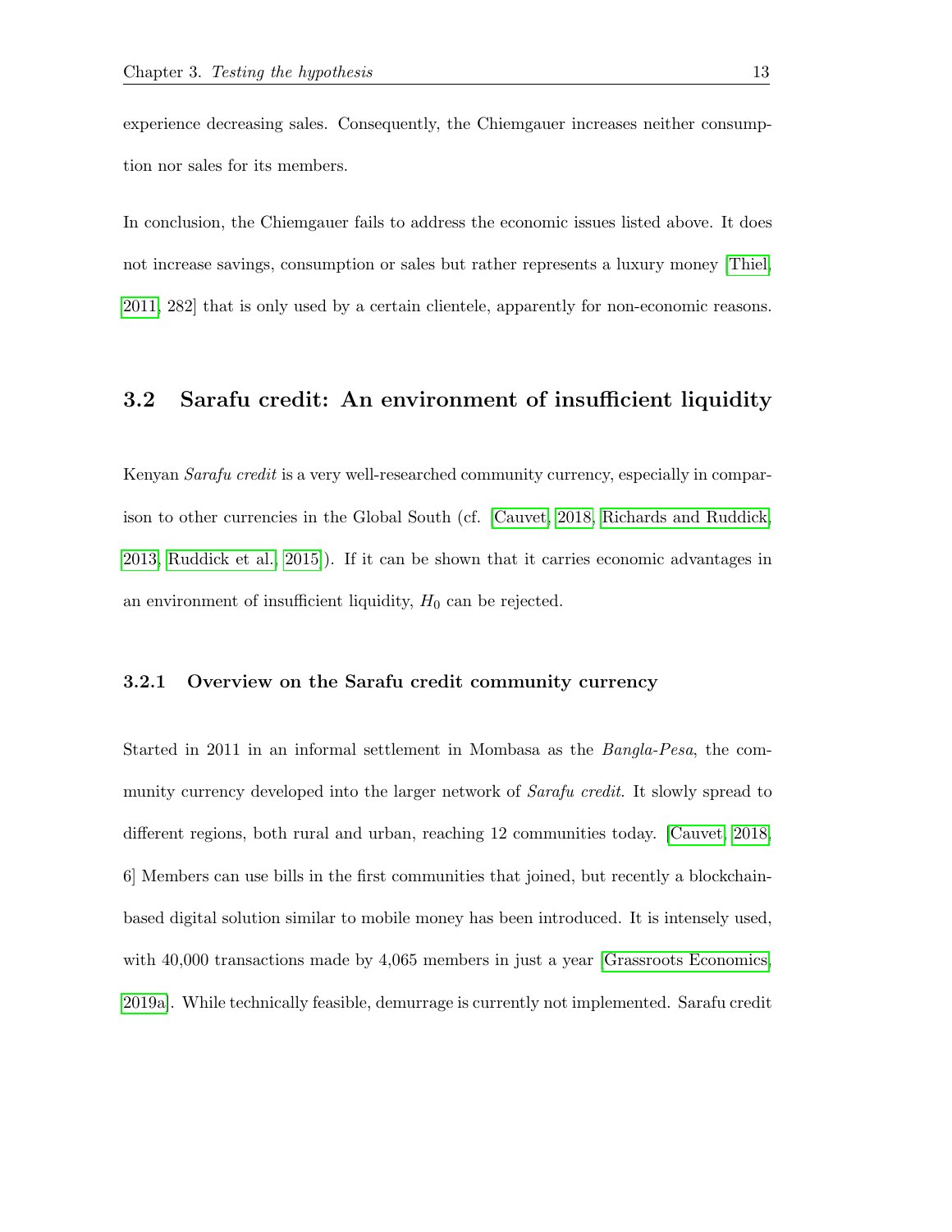experience decreasing sales. Consequently, the Chiemgauer increases neither consumption nor sales for its members.

In conclusion, the Chiemgauer fails to address the economic issues listed above. It does not increase savings, consumption or sales but rather represents a luxury money [Thiel, 2011, 282] that is only used by a certain clientele, apparently for non-economic reasons.

## 3.2 Sarafu credit: An environment of insufficient liquidity

Kenyan *Sarafu credit* is a very well-researched community currency, especially in comparison to other currencies in the Global South (cf. [Cauvet, 2018, Richards and Ruddick, 2013, Ruddick et al., 2015]). If it can be shown that it carries economic advantages in an environment of insufficient liquidity, $H_0$ can be rejected.

### 3.2.1 Overview on the Sarafu credit community currency

Started in 2011 in an informal settlement in Mombasa as the *Bangla-Pesa*, the community currency developed into the larger network of *Sarafu credit*. It slowly spread to different regions, both rural and urban, reaching 12 communities today. [Cauvet, 2018, 6] Members can use bills in the first communities that joined, but recently a blockchain-based digital solution similar to mobile money has been introduced. It is intensely used, with 40,000 transactions made by 4,065 members in just a year [Grassroots Economics, 2019a]. While technically feasible, demurrage is currently not implemented. Sarafu credit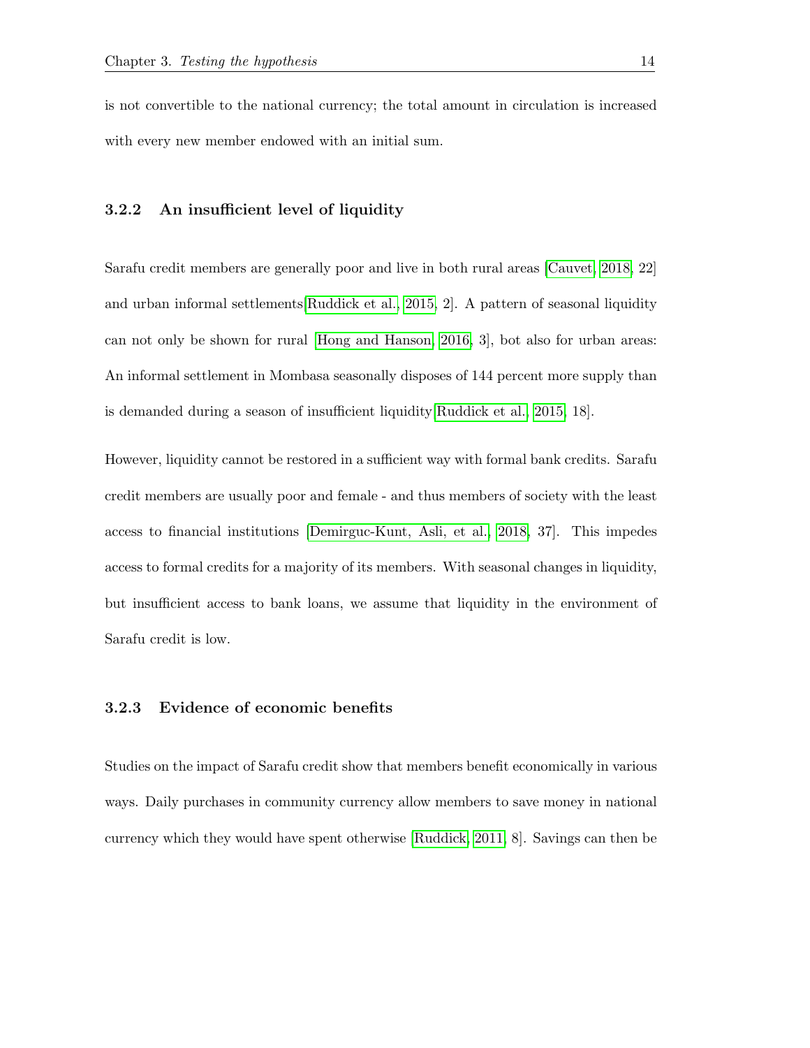is not convertible to the national currency; the total amount in circulation is increased with every new member endowed with an initial sum.

### 3.2.2 An insufficient level of liquidity

Sarafu credit members are generally poor and live in both rural areas [Cauvet, 2018, 22] and urban informal settlements[Ruddick et al., 2015, 2]. A pattern of seasonal liquidity can not only be shown for rural [Hong and Hanson, 2016, 3], bot also for urban areas: An informal settlement in Mombasa seasonally disposes of 144 percent more supply than is demanded during a season of insufficient liquidity[Ruddick et al., 2015, 18].

However, liquidity cannot be restored in a sufficient way with formal bank credits. Sarafu credit members are usually poor and female - and thus members of society with the least access to financial institutions [Demirguc-Kunt, Asli, et al., 2018, 37]. This impedes access to formal credits for a majority of its members. With seasonal changes in liquidity, but insufficient access to bank loans, we assume that liquidity in the environment of Sarafu credit is low.

### 3.2.3 Evidence of economic benefits

Studies on the impact of Sarafu credit show that members benefit economically in various ways. Daily purchases in community currency allow members to save money in national currency which they would have spent otherwise [Ruddick, 2011, 8]. Savings can then be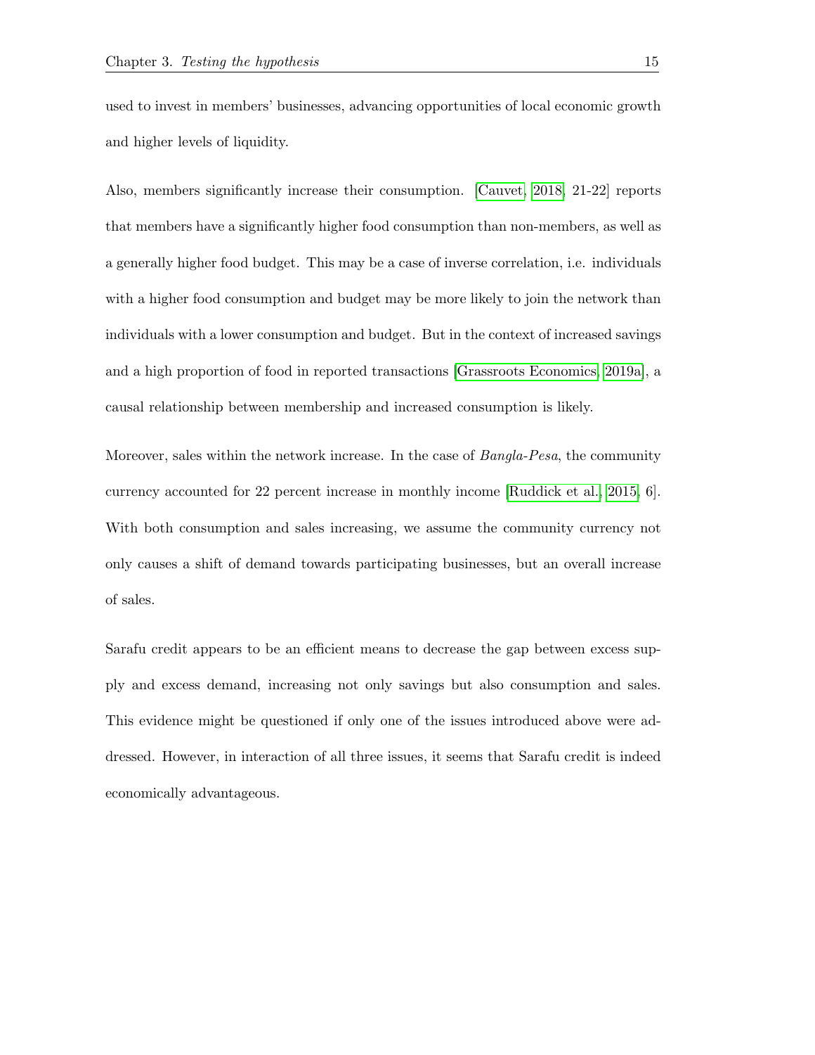used to invest in members' businesses, advancing opportunities of local economic growth and higher levels of liquidity.

Also, members significantly increase their consumption. [Cauvet, 2018, 21-22] reports that members have a significantly higher food consumption than non-members, as well as a generally higher food budget. This may be a case of inverse correlation, i.e. individuals with a higher food consumption and budget may be more likely to join the network than individuals with a lower consumption and budget. But in the context of increased savings and a high proportion of food in reported transactions [Grassroots Economics, 2019a], a causal relationship between membership and increased consumption is likely.

Moreover, sales within the network increase. In the case of *Bangla-Pesa*, the community currency accounted for 22 percent increase in monthly income [Ruddick et al., 2015, 6]. With both consumption and sales increasing, we assume the community currency not only causes a shift of demand towards participating businesses, but an overall increase of sales.

Sarafu credit appears to be an efficient means to decrease the gap between excess supply and excess demand, increasing not only savings but also consumption and sales. This evidence might be questioned if only one of the issues introduced above were addressed. However, in interaction of all three issues, it seems that Sarafu credit is indeed economically advantageous.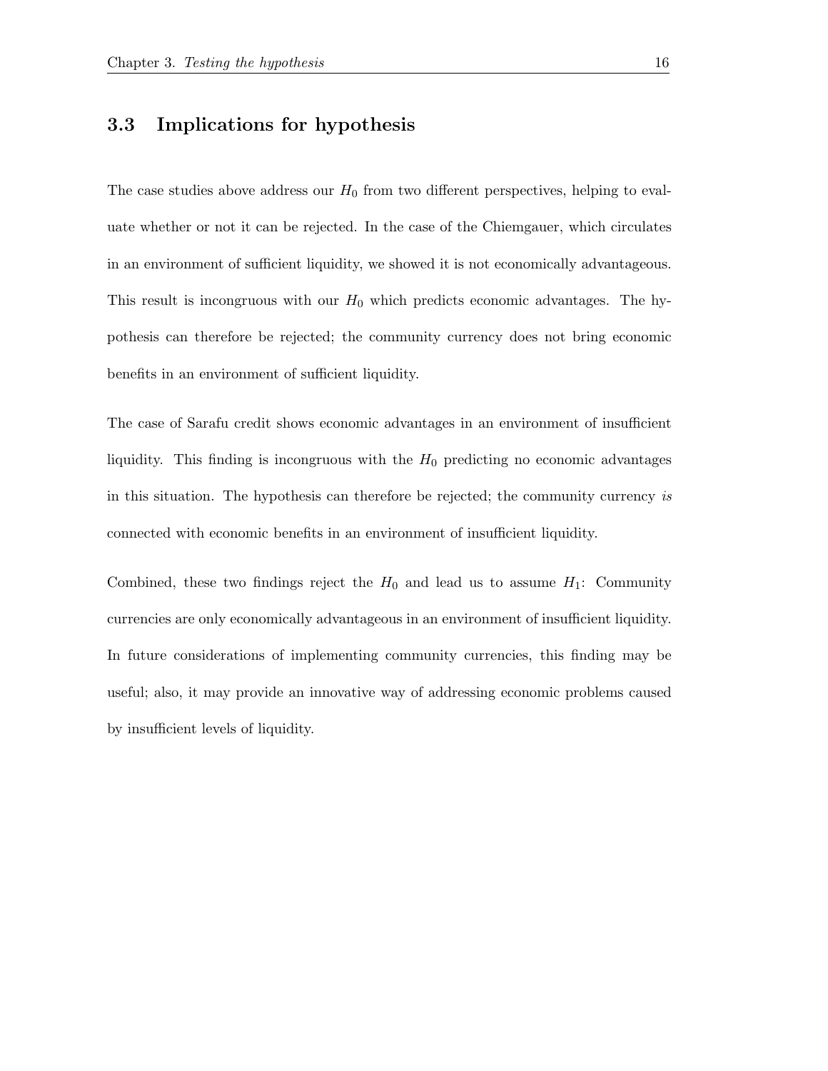## 3.3 Implications for hypothesis

The case studies above address our $H_0$ from two different perspectives, helping to evaluate whether or not it can be rejected. In the case of the Chiemgauer, which circulates in an environment of sufficient liquidity, we showed it is not economically advantageous. This result is incongruous with our $H_0$ which predicts economic advantages. The hypothesis can therefore be rejected; the community currency does not bring economic benefits in an environment of sufficient liquidity.

The case of Sarafu credit shows economic advantages in an environment of insufficient liquidity. This finding is incongruous with the $H_0$ predicting no economic advantages in this situation. The hypothesis can therefore be rejected; the community currency *is* connected with economic benefits in an environment of insufficient liquidity.

Combined, these two findings reject the $H_0$ and lead us to assume $H_1$: Community currencies are only economically advantageous in an environment of insufficient liquidity. In future considerations of implementing community currencies, this finding may be useful; also, it may provide an innovative way of addressing economic problems caused by insufficient levels of liquidity.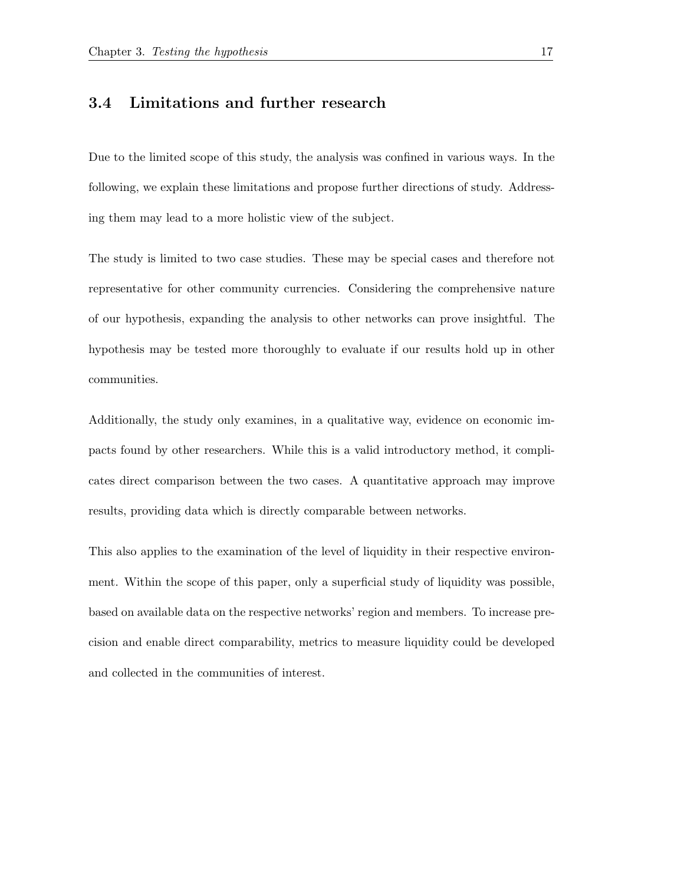## 3.4 Limitations and further research

Due to the limited scope of this study, the analysis was confined in various ways. In the following, we explain these limitations and propose further directions of study. Addressing them may lead to a more holistic view of the subject.

The study is limited to two case studies. These may be special cases and therefore not representative for other community currencies. Considering the comprehensive nature of our hypothesis, expanding the analysis to other networks can prove insightful. The hypothesis may be tested more thoroughly to evaluate if our results hold up in other communities.

Additionally, the study only examines, in a qualitative way, evidence on economic impacts found by other researchers. While this is a valid introductory method, it complicates direct comparison between the two cases. A quantitative approach may improve results, providing data which is directly comparable between networks.

This also applies to the examination of the level of liquidity in their respective environment. Within the scope of this paper, only a superficial study of liquidity was possible, based on available data on the respective networks' region and members. To increase precision and enable direct comparability, metrics to measure liquidity could be developed and collected in the communities of interest.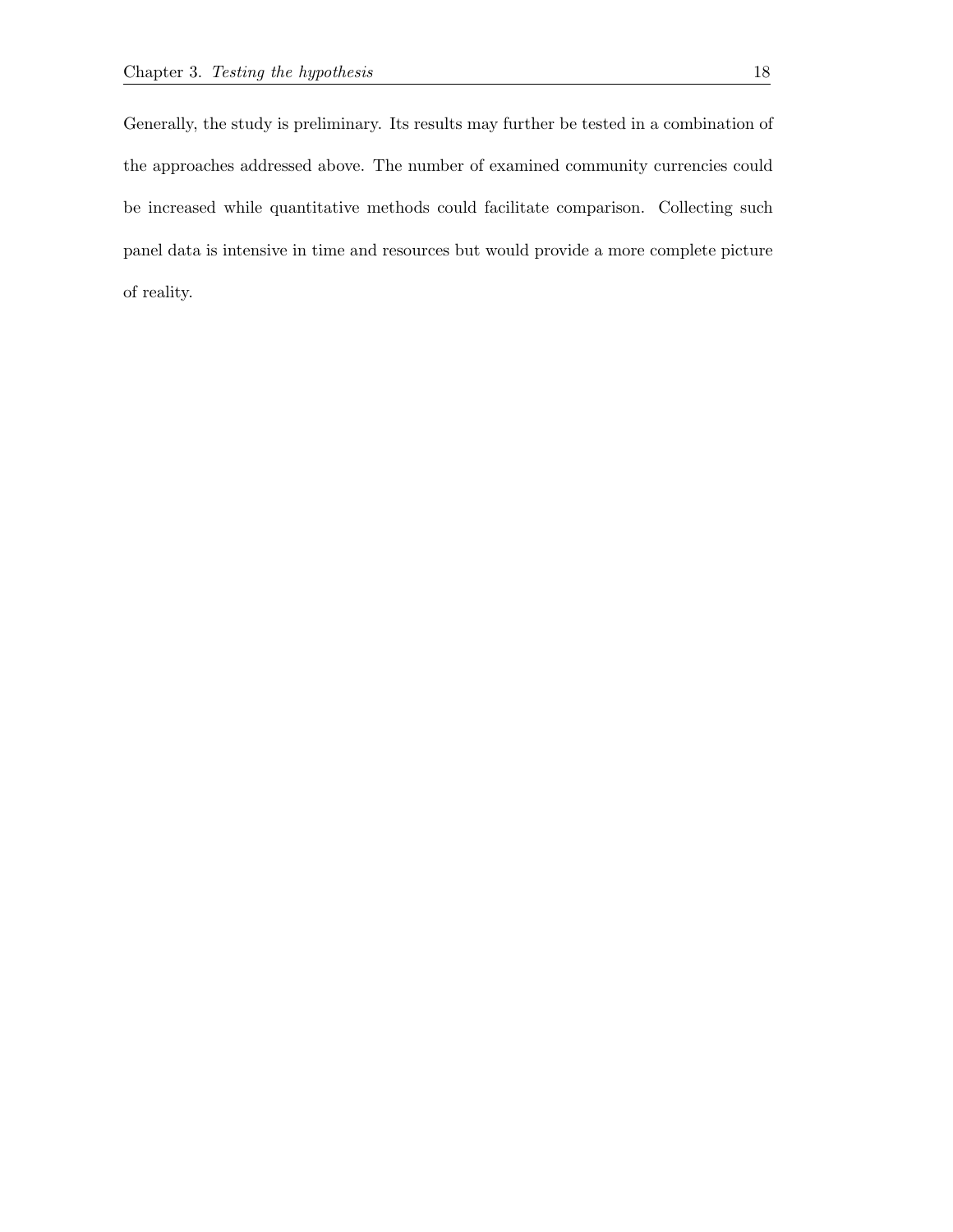Generally, the study is preliminary. Its results may further be tested in a combination of the approaches addressed above. The number of examined community currencies could be increased while quantitative methods could facilitate comparison. Collecting such panel data is intensive in time and resources but would provide a more complete picture of reality.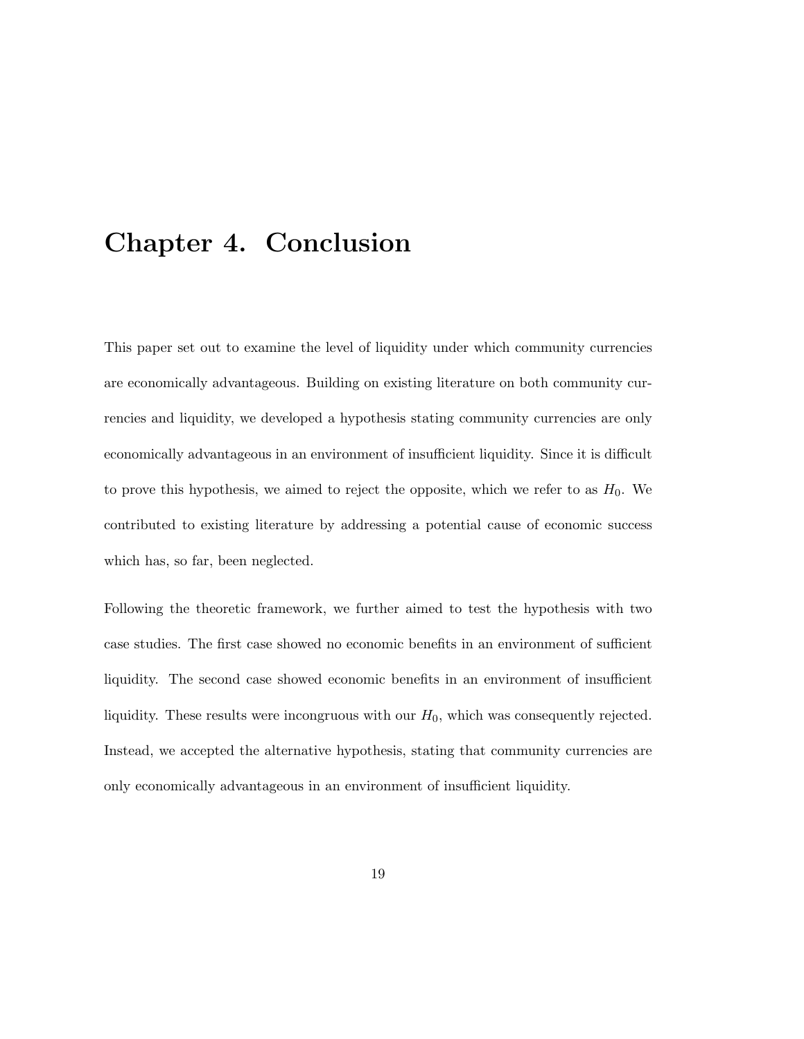# Chapter 4. Conclusion

This paper set out to examine the level of liquidity under which community currencies are economically advantageous. Building on existing literature on both community currencies and liquidity, we developed a hypothesis stating community currencies are only economically advantageous in an environment of insufficient liquidity. Since it is difficult to prove this hypothesis, we aimed to reject the opposite, which we refer to as $H_0$. We contributed to existing literature by addressing a potential cause of economic success which has, so far, been neglected.

Following the theoretic framework, we further aimed to test the hypothesis with two case studies. The first case showed no economic benefits in an environment of sufficient liquidity. The second case showed economic benefits in an environment of insufficient liquidity. These results were incongruous with our $H_0$, which was consequently rejected. Instead, we accepted the alternative hypothesis, stating that community currencies are only economically advantageous in an environment of insufficient liquidity.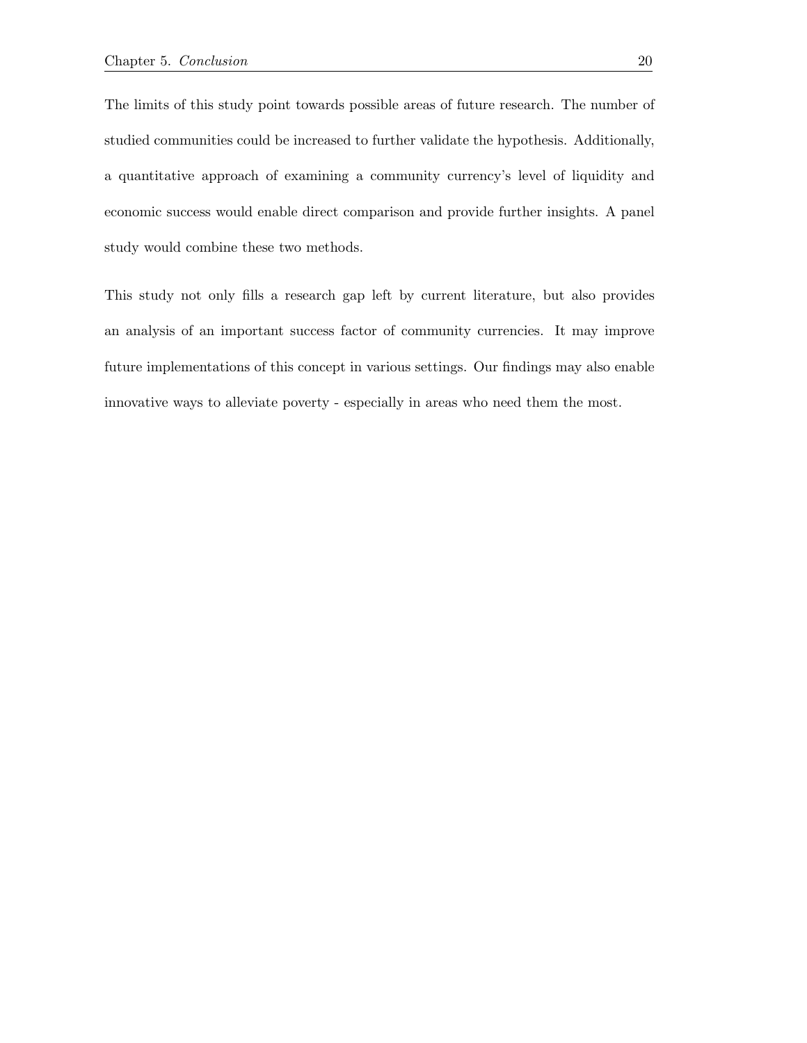The limits of this study point towards possible areas of future research. The number of studied communities could be increased to further validate the hypothesis. Additionally, a quantitative approach of examining a community currency's level of liquidity and economic success would enable direct comparison and provide further insights. A panel study would combine these two methods.

This study not only fills a research gap left by current literature, but also provides an analysis of an important success factor of community currencies. It may improve future implementations of this concept in various settings. Our findings may also enable innovative ways to alleviate poverty - especially in areas who need them the most.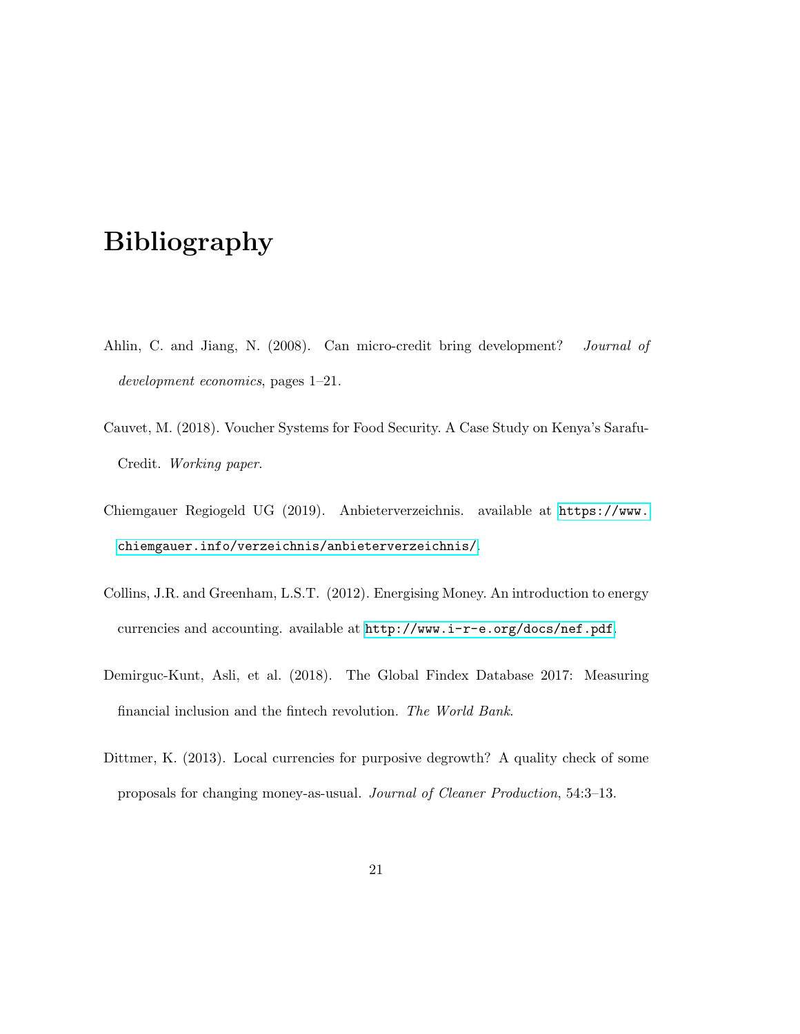# Bibliography

Ahlin, C. and Jiang, N. (2008). Can micro-credit bring development? *Journal of development economics*, pages 1–21.

Cauvet, M. (2018). Voucher Systems for Food Security. A Case Study on Kenya's Sarafu-Credit. *Working paper*.

Chiemgauer Regiogeld UG (2019). Anbieterverzeichnis. available at https://www.chiemgauer.info/verzeichnis/anbieterverzeichnis/.

Collins, J.R. and Greenham, L.S.T. (2012). Energising Money. An introduction to energy currencies and accounting. available at http://www.i-r-e.org/docs/nef.pdf.

Demirguc-Kunt, Asli, et al. (2018). The Global Findex Database 2017: Measuring financial inclusion and the fintech revolution. *The World Bank*.

Dittmer, K. (2013). Local currencies for purposive degrowth? A quality check of some proposals for changing money-as-usual. *Journal of Cleaner Production*, 54:3–13.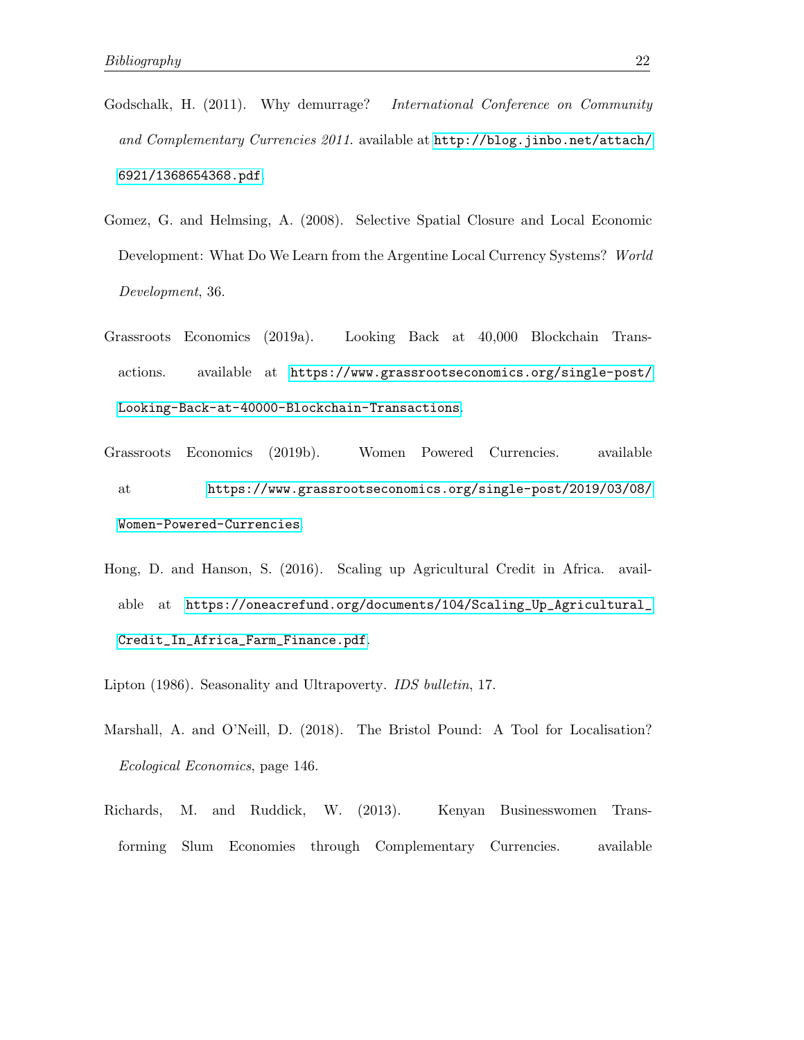Godschalk, H. (2011). Why demurrage? *International Conference on Community and Complementary Currencies 2011*. available at http://blog.jinbo.net/attach/6921/1368654368.pdf.

Gomez, G. and Helmsing, A. (2008). Selective Spatial Closure and Local Economic Development: What Do We Learn from the Argentine Local Currency Systems? *World Development*, 36.

Grassroots Economics (2019a). Looking Back at 40,000 Blockchain Transactions. available at https://www.grassrootseconomics.org/single-post/Looking-Back-at-40000-Blockchain-Transactions.

Grassroots Economics (2019b). Women Powered Currencies. available at https://www.grassrootseconomics.org/single-post/2019/03/08/Women-Powered-Currencies.

Hong, D. and Hanson, S. (2016). Scaling up Agricultural Credit in Africa. available at https://oneacrefund.org/documents/104/Scaling_Up_Agricultural_Credit_In_Africa_Farm_Finance.pdf.

Lipton (1986). Seasonality and Ultrapoverty. *IDS bulletin*, 17.

Marshall, A. and O'Neill, D. (2018). The Bristol Pound: A Tool for Localisation? *Ecological Economics*, page 146.

Richards, M. and Ruddick, W. (2013). Kenyan Businesswomen Transforming Slum Economies through Complementary Currencies. available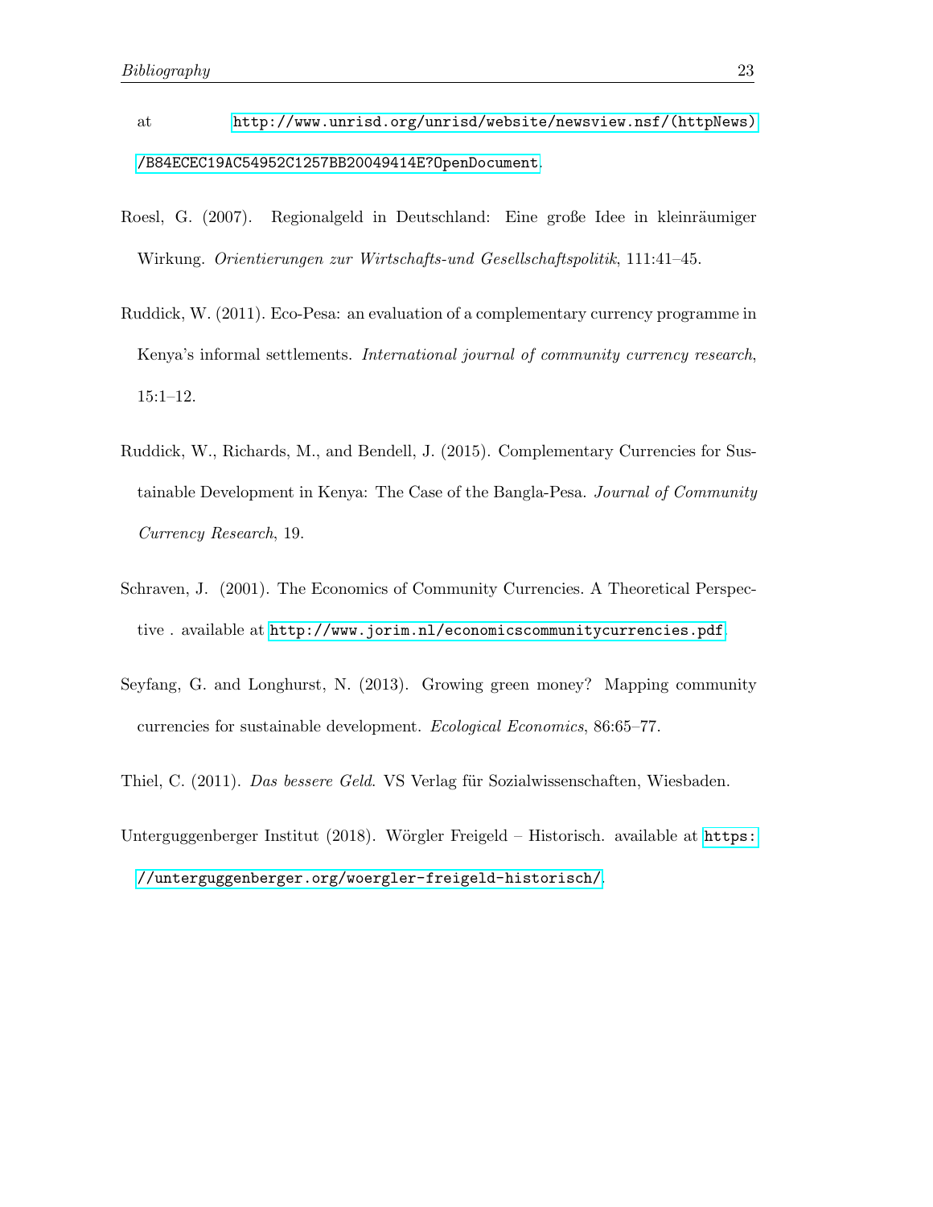at http://www.unrisd.org/unrisd/website/newsview.nsf/(httpNews)/B84ECEC19AC54952C1257BB20049414E?OpenDocument.

Roesl, G. (2007). Regionalgeld in Deutschland: Eine große Idee in kleinräumiger Wirkung. *Orientierungen zur Wirtschafts-und Gesellschaftspolitik*, 111:41–45.

Ruddick, W. (2011). Eco-Pesa: an evaluation of a complementary currency programme in Kenya's informal settlements. *International journal of community currency research*, 15:1–12.

Ruddick, W., Richards, M., and Bendell, J. (2015). Complementary Currencies for Sustainable Development in Kenya: The Case of the Bangla-Pesa. *Journal of Community Currency Research*, 19.

Schraven, J. (2001). The Economics of Community Currencies. A Theoretical Perspective . available at http://www.jorim.nl/economicscommunitycurrencies.pdf.

Seyfang, G. and Longhurst, N. (2013). Growing green money? Mapping community currencies for sustainable development. *Ecological Economics*, 86:65–77.

Thiel, C. (2011). *Das bessere Geld*. VS Verlag für Sozialwissenschaften, Wiesbaden.

Unterguggenberger Institut (2018). Wörgler Freigeld – Historisch. available at https://unterguggenberger.org/woergler-freigeld-historisch/.